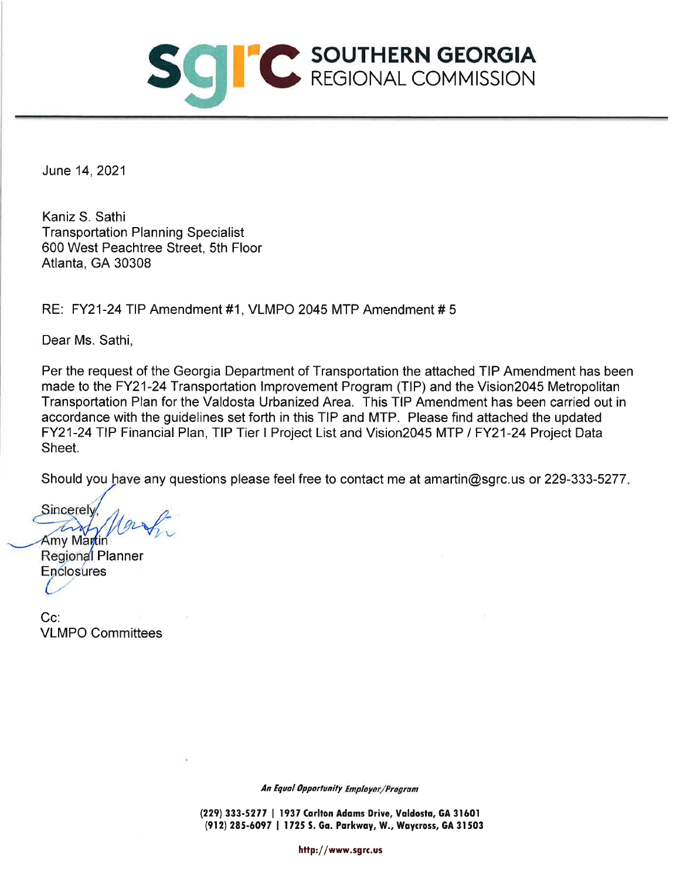# SOUTHERN GEORGIA REGIONAL COMMISSION

June 14, 2021

Kaniz S. Sathi
Transportation Planning Specialist
600 West Peachtree Street, 5th Floor
Atlanta, GA 30308

RE: FY21-24 TIP Amendment #1, VLMPO 2045 MTP Amendment # 5

Dear Ms. Sathi,

Per the request of the Georgia Department of Transportation the attached TIP Amendment has been made to the FY21-24 Transportation Improvement Program (TIP) and the Vision2045 Metropolitan Transportation Plan for the Valdosta Urbanized Area. This TIP Amendment has been carried out in accordance with the guidelines set forth in this TIP and MTP. Please find attached the updated FY21-24 TIP Financial Plan, TIP Tier I Project List and Vision2045 MTP / FY21-24 Project Data Sheet.

Should you have any questions please feel free to contact me at amartin@sgrc.us or 229-333-5277.

Sincerely,

Amy Martin
Regional Planner
Enclosures

Cc:
VLMPO Committees

*An Equal Opportunity Employer/Program*

**(229) 333-5277 | 1937 Carlton Adams Drive, Valdosta, GA 31601**
**(912) 285-6097 | 1725 S. Ga. Parkway, W., Waycross, GA 31503**

**http://www.sgrc.us**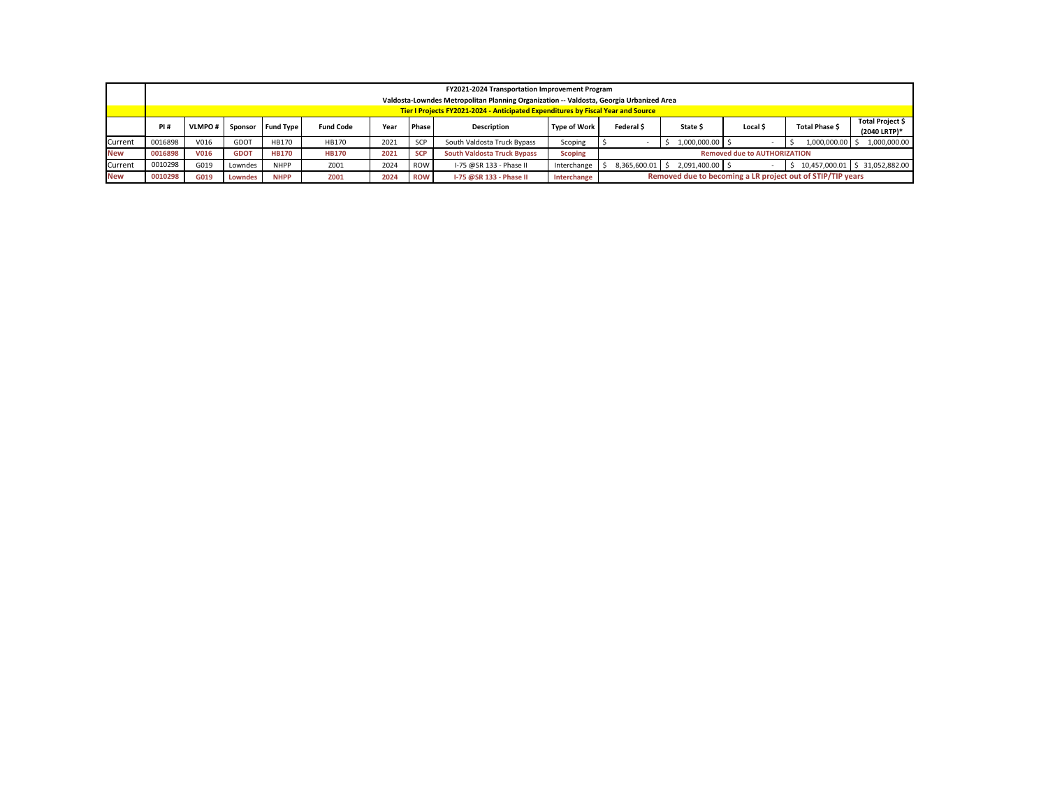| | FY2021-2024 Transportation Improvement Program<br>Valdosta-Lowndes Metropolitan Planning Organization -- Valdosta, Georgia Urbanized Area<br>Tier I Projects FY2021-2024 - Anticipated Expenditures by Fiscal Year and Source | | | | | | | | | | | | | |
|---|---|---|---|---|---|---|---|---|---|---|---|---|---|---|
| | PI # | VLMPO # | Sponsor | Fund Type | Fund Code | Year | Phase | Description | Type of Work | Federal $ | State $ | Local $ | Total Phase $ | Total Project $ (2040 LRTP)* |
| Current | 0016898 | V016 | GDOT | HB170 | HB170 | 2021 | SCP | South Valdosta Truck Bypass | Scoping | $ - | $ 1,000,000.00 | $ - | $ 1,000,000.00 | $ 1,000,000.00 |
| **New** | **0016898** | **V016** | **GDOT** | **HB170** | **HB170** | **2021** | **SCP** | **South Valdosta Truck Bypass** | **Scoping** | **Removed due to AUTHORIZATION** | | | | |
| Current | 0010298 | G019 | Lowndes | NHPP | Z001 | 2024 | ROW | I-75 @SR 133 - Phase II | Interchange | $ 8,365,600.01 | $ 2,091,400.00 | $ - | $ 10,457,000.01 | $ 31,052,882.00 |
| **New** | **0010298** | **G019** | **Lowndes** | **NHPP** | **Z001** | **2024** | **ROW** | **I-75 @SR 133 - Phase II** | **Interchange** | **Removed due to becoming a LR project out of STIP/TIP years** | | | | |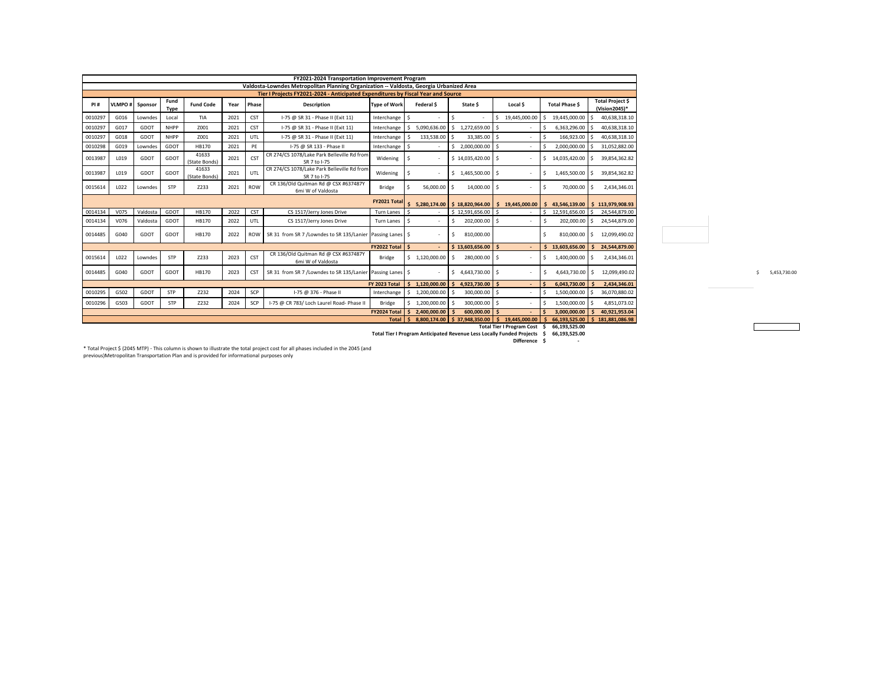**FY2021-2024 Transportation Improvement Program**

**Valdosta-Lowndes Metropolitan Planning Organization -- Valdosta, Georgia Urbanized Area**

**Tier I Projects FY2021-2024 - Anticipated Expenditures by Fiscal Year and Source**

| PI # | VLMPO # | Sponsor | Fund Type | Fund Code | Year | Phase | Description | Type of Work | Federal $ | State $ | Local $ | Total Phase $ | Total Project $ (Vision2045)* |
|---|---|---|---|---|---|---|---|---|---|---|---|---|---|
| 0010297 | G016 | Lowndes | Local | TIA | 2021 | CST | I-75 @ SR 31 - Phase II (Exit 11) | Interchange | $ - | $ - | $ 19,445,000.00 | $ 19,445,000.00 | $ 40,638,318.10 |
| 0010297 | G017 | GDOT | NHPP | Z001 | 2021 | CST | I-75 @ SR 31 - Phase II (Exit 11) | Interchange | $ 5,090,636.00 | $ 1,272,659.00 | $ - | $ 6,363,296.00 | $ 40,638,318.10 |
| 0010297 | G018 | GDOT | NHPP | Z001 | 2021 | UTL | I-75 @ SR 31 - Phase II (Exit 11) | Interchange | $ 133,538.00 | $ 33,385.00 | $ - | $ 166,923.00 | $ 40,638,318.10 |
| 0010298 | G019 | Lowndes | GDOT | HB170 | 2021 | PE | I-75 @ SR 133 - Phase II | Interchange | $ - | $ 2,000,000.00 | $ - | $ 2,000,000.00 | $ 31,052,882.00 |
| 0013987 | L019 | GDOT | GDOT | 41633 (State Bonds) | 2021 | CST | CR 274/CS 1078/Lake Park Belleville Rd from SR 7 to I-75 | Widening | $ - | $ 14,035,420.00 | $ - | $ 14,035,420.00 | $ 39,854,362.82 |
| 0013987 | L019 | GDOT | GDOT | 41633 (State Bonds) | 2021 | UTL | CR 274/CS 1078/Lake Park Belleville Rd from SR 7 to I-75 | Widening | $ - | $ 1,465,500.00 | $ - | $ 1,465,500.00 | $ 39,854,362.82 |
| 0015614 | L022 | Lowndes | STP | Z233 | 2021 | ROW | CR 136/Old Quitman Rd @ CSX #637487Y 6mi W of Valdosta | Bridge | $ 56,000.00 | $ 14,000.00 | $ - | $ 70,000.00 | $ 2,434,346.01 |
| | | | | | | | | **FY2021 Total** | **$ 5,280,174.00** | **$ 18,820,964.00** | **$ 19,445,000.00** | **$ 43,546,139.00** | **$ 113,979,908.93** |
| 0014134 | V075 | Valdosta | GDOT | HB170 | 2022 | CST | CS 1517/Jerry Jones Drive | Turn Lanes | $ - | $ 12,591,656.00 | $ - | $ 12,591,656.00 | $ 24,544,879.00 |
| 0014134 | V076 | Valdosta | GDOT | HB170 | 2022 | UTL | CS 1517/Jerry Jones Drive | Turn Lanes | $ - | $ 202,000.00 | $ - | $ 202,000.00 | $ 24,544,879.00 |
| 0014485 | G040 | GDOT | GDOT | HB170 | 2022 | ROW | SR 31 from SR 7 /Lowndes to SR 135/Lanier | Passing Lanes | $ - | $ 810,000.00 | | $ 810,000.00 | $ 12,099,490.02 |
| | | | | | | | | **FY2022 Total** | **$ -** | **$ 13,603,656.00** | **$ -** | **$ 13,603,656.00** | **$ 24,544,879.00** |
| 0015614 | L022 | Lowndes | STP | Z233 | 2023 | CST | CR 136/Old Quitman Rd @ CSX #637487Y 6mi W of Valdosta | Bridge | $ 1,120,000.00 | $ 280,000.00 | $ - | $ 1,400,000.00 | $ 2,434,346.01 |
| 0014485 | G040 | GDOT | GDOT | HB170 | 2023 | CST | SR 31 from SR 7 /Lowndes to SR 135/Lanier | Passing Lanes | $ - | $ 4,643,730.00 | $ - | $ 4,643,730.00 | $ 12,099,490.02 |
| | | | | | | | | **FY 2023 Total** | **$ 1,120,000.00** | **$ 4,923,730.00** | **$ -** | **$ 6,043,730.00** | **$ 2,434,346.01** |
| 0010295 | G502 | GDOT | STP | Z232 | 2024 | SCP | I-75 @ 376 - Phase II | Interchange | $ 1,200,000.00 | $ 300,000.00 | $ - | $ 1,500,000.00 | $ 36,070,880.02 |
| 0010296 | G503 | GDOT | STP | Z232 | 2024 | SCP | I-75 @ CR 783/ Loch Laurel Road- Phase II | Bridge | $ 1,200,000.00 | $ 300,000.00 | $ - | $ 1,500,000.00 | $ 4,851,073.02 |
| | | | | | | | | **FY2024 Total** | **$ 2,400,000.00** | **$ 600,000.00** | **$ -** | **$ 3,000,000.00** | **$ 40,921,953.04** |
| | | | | | | | | **Total** | **$ 8,800,174.00** | **$ 37,948,350.00** | **$ 19,445,000.00** | **$ 66,193,525.00** | **$ 181,881,086.98** |

**Total Tier I Program Cost $ 66,193,525.00**

**Total Tier I Program Anticipated Revenue Less Locally Funded Projects $ 66,193,525.00**

**Difference $ -**

$ 5,453,730.00

\* Total Project $ (2045 MTP) - This column is shown to illustrate the total project cost for all phases included in the 2045 (and previous)Metropolitan Transportation Plan and is provided for informational purposes only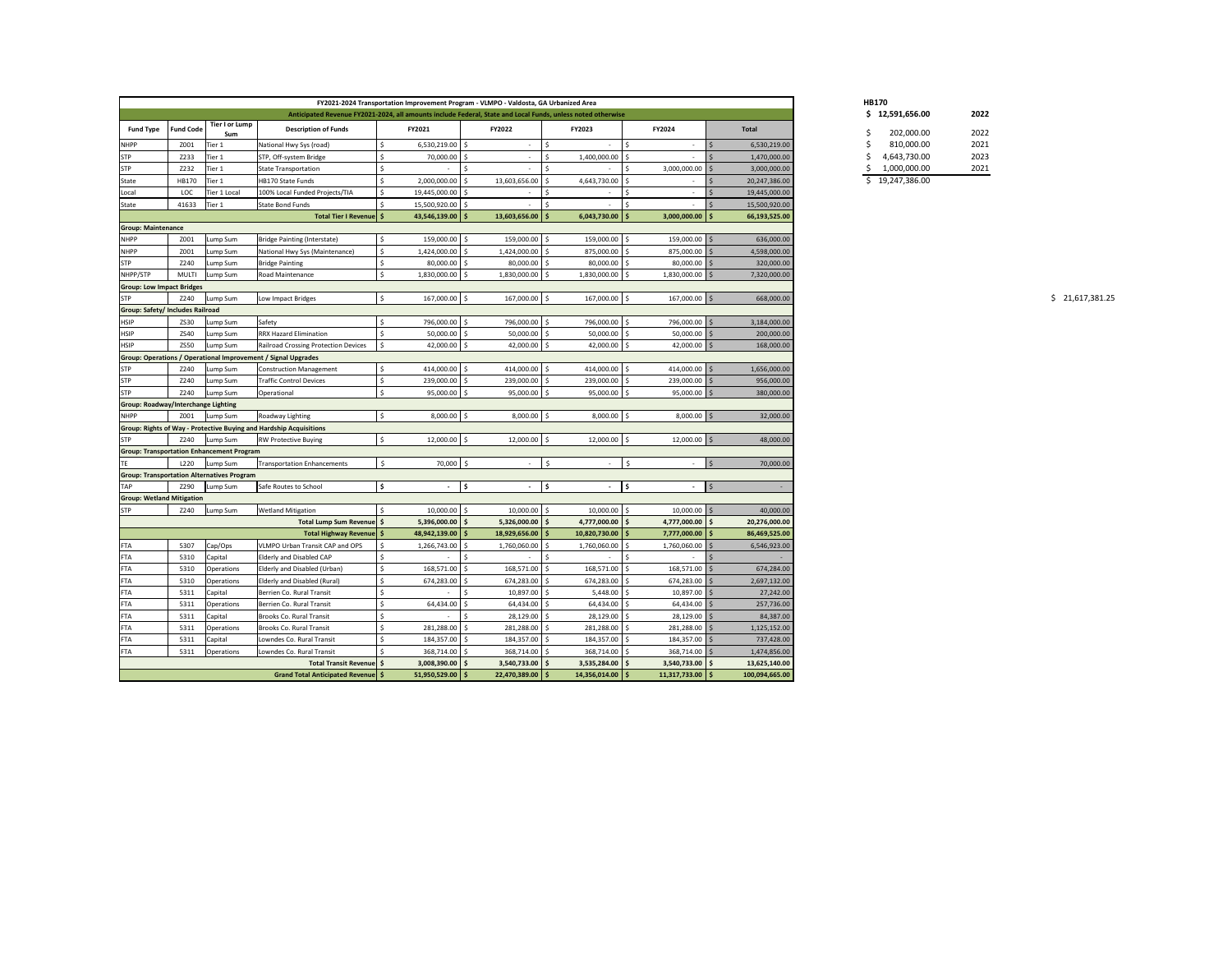## FY2021-2024 Transportation Improvement Program - VLMPO - Valdosta, GA Urbanized Area

Anticipated Revenue FY2021-2024, all amounts include Federal, State and Local Funds, unless noted otherwise

| Fund Type | Fund Code | Tier I or Lump Sum | Description of Funds | FY2021 | FY2022 | FY2023 | FY2024 | Total |
|---|---|---|---|---|---|---|---|---|
| NHPP | Z001 | Tier 1 | National Hwy Sys (road) | $ 6,530,219.00 | $ - | $ - | $ - | $ 6,530,219.00 |
| STP | Z233 | Tier 1 | STP, Off-system Bridge | $ 70,000.00 | $ - | $ 1,400,000.00 | $ - | $ 1,470,000.00 |
| STP | Z232 | Tier 1 | State Transportation | $ - | $ - | $ - | $ 3,000,000.00 | $ 3,000,000.00 |
| State | HB170 | Tier 1 | HB170 State Funds | $ 2,000,000.00 | $ 13,603,656.00 | $ 4,643,730.00 | $ - | $ 20,247,386.00 |
| Local | LOC | Tier 1 Local | 100% Local Funded Projects/TIA | $ 19,445,000.00 | $ - | $ - | $ - | $ 19,445,000.00 |
| State | 41633 | Tier 1 | State Bond Funds | $ 15,500,920.00 | $ - | $ - | $ - | $ 15,500,920.00 |
| | | | **Total Tier I Revenue** | **$ 43,546,139.00** | **$ 13,603,656.00** | **$ 6,043,730.00** | **$ 3,000,000.00** | **$ 66,193,525.00** |
| **Group: Maintenance** | | | | | | | | |
| NHPP | Z001 | Lump Sum | Bridge Painting (Interstate) | $ 159,000.00 | $ 159,000.00 | $ 159,000.00 | $ 159,000.00 | $ 636,000.00 |
| NHPP | Z001 | Lump Sum | National Hwy Sys (Maintenance) | $ 1,424,000.00 | $ 1,424,000.00 | $ 875,000.00 | $ 875,000.00 | $ 4,598,000.00 |
| STP | Z240 | Lump Sum | Bridge Painting | $ 80,000.00 | $ 80,000.00 | $ 80,000.00 | $ 80,000.00 | $ 320,000.00 |
| NHPP/STP | MULTI | Lump Sum | Road Maintenance | $ 1,830,000.00 | $ 1,830,000.00 | $ 1,830,000.00 | $ 1,830,000.00 | $ 7,320,000.00 |
| **Group: Low Impact Bridges** | | | | | | | | |
| STP | Z240 | Lump Sum | Low Impact Bridges | $ 167,000.00 | $ 167,000.00 | $ 167,000.00 | $ 167,000.00 | $ 668,000.00 |
| **Group: Safety/ Includes Railroad** | | | | | | | | |
| HSIP | ZS30 | Lump Sum | Safety | $ 796,000.00 | $ 796,000.00 | $ 796,000.00 | $ 796,000.00 | $ 3,184,000.00 |
| HSIP | ZS40 | Lump Sum | RRX Hazard Elimination | $ 50,000.00 | $ 50,000.00 | $ 50,000.00 | $ 50,000.00 | $ 200,000.00 |
| HSIP | ZS50 | Lump Sum | Railroad Crossing Protection Devices | $ 42,000.00 | $ 42,000.00 | $ 42,000.00 | $ 42,000.00 | $ 168,000.00 |
| **Group: Operations / Operational Improvement / Signal Upgrades** | | | | | | | | |
| STP | Z240 | Lump Sum | Construction Management | $ 414,000.00 | $ 414,000.00 | $ 414,000.00 | $ 414,000.00 | $ 1,656,000.00 |
| STP | Z240 | Lump Sum | Traffic Control Devices | $ 239,000.00 | $ 239,000.00 | $ 239,000.00 | $ 239,000.00 | $ 956,000.00 |
| STP | Z240 | Lump Sum | Operational | $ 95,000.00 | $ 95,000.00 | $ 95,000.00 | $ 95,000.00 | $ 380,000.00 |
| **Group: Roadway/Interchange Lighting** | | | | | | | | |
| NHPP | Z001 | Lump Sum | Roadway Lighting | $ 8,000.00 | $ 8,000.00 | $ 8,000.00 | $ 8,000.00 | $ 32,000.00 |
| **Group: Rights of Way - Protective Buying and Hardship Acquisitions** | | | | | | | | |
| STP | Z240 | Lump Sum | RW Protective Buying | $ 12,000.00 | $ 12,000.00 | $ 12,000.00 | $ 12,000.00 | $ 48,000.00 |
| **Group: Transportation Enhancement Program** | | | | | | | | |
| TE | L220 | Lump Sum | Transportation Enhancements | $ 70,000 | $ - | $ - | $ - | $ 70,000.00 |
| **Group: Transportation Alternatives Program** | | | | | | | | |
| TAP | Z290 | Lump Sum | Safe Routes to School | $ - | $ - | $ - | $ - | $ - |
| **Group: Wetland Mitigation** | | | | | | | | |
| STP | Z240 | Lump Sum | Wetland Mitigation | $ 10,000.00 | $ 10,000.00 | $ 10,000.00 | $ 10,000.00 | $ 40,000.00 |
| | | | **Total Lump Sum Revenue** | **$ 5,396,000.00** | **$ 5,326,000.00** | **$ 4,777,000.00** | **$ 4,777,000.00** | **$ 20,276,000.00** |
| | | | **Total Highway Revenue** | **$ 48,942,139.00** | **$ 18,929,656.00** | **$ 10,820,730.00** | **$ 7,777,000.00** | **$ 86,469,525.00** |
| FTA | 5307 | Cap/Ops | VLMPO Urban Transit CAP and OPS | $ 1,266,743.00 | $ 1,760,060.00 | $ 1,760,060.00 | $ 1,760,060.00 | $ 6,546,923.00 |
| FTA | 5310 | Capital | Elderly and Disabled CAP | $ - | $ - | $ - | $ - | $ - |
| FTA | 5310 | Operations | Elderly and Disabled (Urban) | $ 168,571.00 | $ 168,571.00 | $ 168,571.00 | $ 168,571.00 | $ 674,284.00 |
| FTA | 5310 | Operations | Elderly and Disabled (Rural) | $ 674,283.00 | $ 674,283.00 | $ 674,283.00 | $ 674,283.00 | $ 2,697,132.00 |
| FTA | 5311 | Capital | Berrien Co. Rural Transit | $ - | $ 10,897.00 | $ 5,448.00 | $ 10,897.00 | $ 27,242.00 |
| FTA | 5311 | Operations | Berrien Co. Rural Transit | $ 64,434.00 | $ 64,434.00 | $ 64,434.00 | $ 64,434.00 | $ 257,736.00 |
| FTA | 5311 | Capital | Brooks Co. Rural Transit | $ - | $ 28,129.00 | $ 28,129.00 | $ 28,129.00 | $ 84,387.00 |
| FTA | 5311 | Operations | Brooks Co. Rural Transit | $ 281,288.00 | $ 281,288.00 | $ 281,288.00 | $ 281,288.00 | $ 1,125,152.00 |
| FTA | 5311 | Capital | Lowndes Co. Rural Transit | $ 184,357.00 | $ 184,357.00 | $ 184,357.00 | $ 184,357.00 | $ 737,428.00 |
| FTA | 5311 | Operations | Lowndes Co. Rural Transit | $ 368,714.00 | $ 368,714.00 | $ 368,714.00 | $ 368,714.00 | $ 1,474,856.00 |
| | | | **Total Transit Revenue** | **$ 3,008,390.00** | **$ 3,540,733.00** | **$ 3,535,284.00** | **$ 3,540,733.00** | **$ 13,625,140.00** |
| | | | **Grand Total Anticipated Revenue** | **$ 51,950,529.00** | **$ 22,470,389.00** | **$ 14,356,014.00** | **$ 11,317,733.00** | **$ 100,094,665.00** |

**HB170**

| Amount | Year |
|---|---|
| **$ 12,591,656.00** | **2022** |
| $ 202,000.00 | 2022 |
| $ 810,000.00 | 2021 |
| $ 4,643,730.00 | 2023 |
| $ 1,000,000.00 | 2021 |
| $ 19,247,386.00 | |

$ 21,617,381.25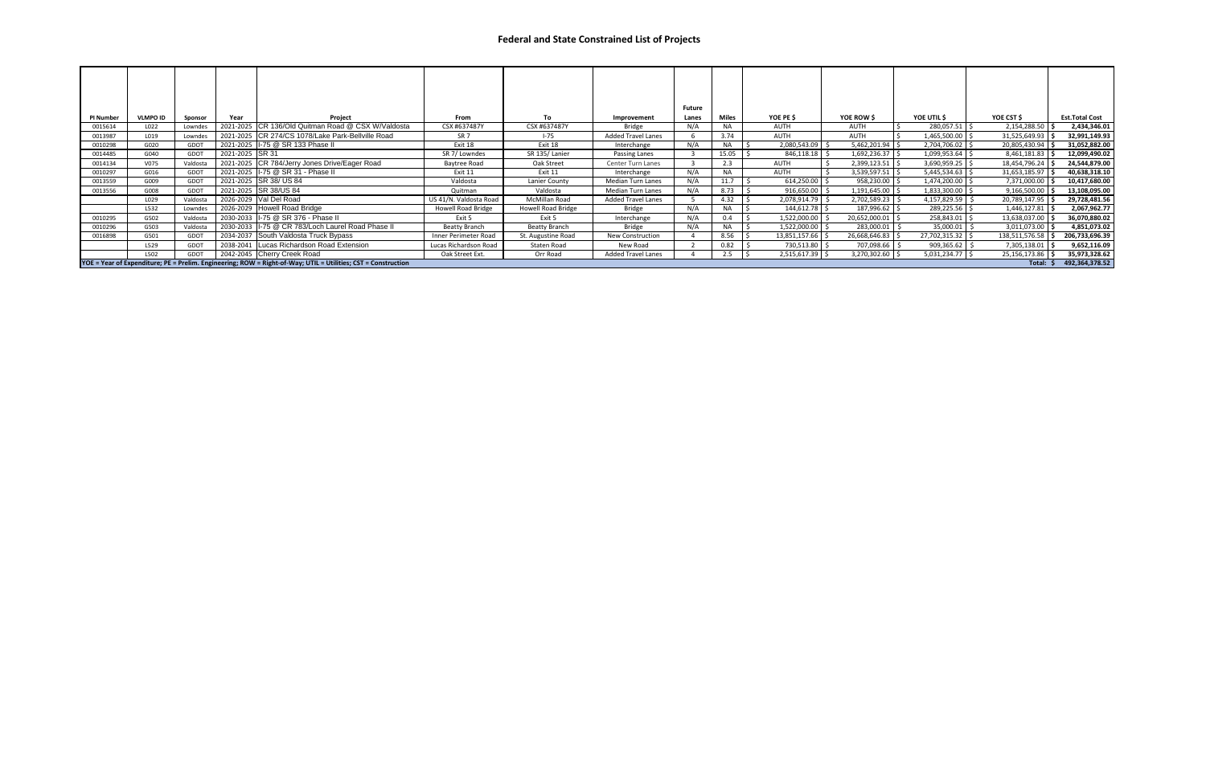# Federal and State Constrained List of Projects

| PI Number | VLMPO ID | Sponsor | Year | Project | From | To | Improvement | Future Lanes | Miles | YOE PE $ | YOE ROW $ | YOE UTIL $ | YOE CST $ | Est.Total Cost |
|---|---|---|---|---|---|---|---|---|---|---|---|---|---|---|
| 0015614 | L022 | Lowndes | 2021-2025 | CR 136/Old Quitman Road @ CSX W/Valdosta | CSX #637487Y | CSX #637487Y | Bridge | N/A | NA | AUTH | AUTH | $ 280,057.51 | $ 2,154,288.50 | $ 2,434,346.01 |
| 0013987 | L019 | Lowndes | 2021-2025 | CR 274/CS 1078/Lake Park-Bellville Road | SR 7 | I-75 | Added Travel Lanes | 6 | 3.74 | AUTH | AUTH | $ 1,465,500.00 | $ 31,525,649.93 | $ 32,991,149.93 |
| 0010298 | G020 | GDOT | 2021-2025 | I-75 @ SR 133 Phase II | Exit 18 | Exit 18 | Interchange | N/A | NA | $ 2,080,543.09 | $ 5,462,201.94 | $ 2,704,706.02 | $ 20,805,430.94 | $ 31,052,882.00 |
| 0014485 | G040 | GDOT | 2021-2025 | SR 31 | SR 7/ Lowndes | SR 135/ Lanier | Passing Lanes | 3 | 15.05 | $ 846,118.18 | $ 1,692,236.37 | $ 1,099,953.64 | $ 8,461,181.83 | $ 12,099,490.02 |
| 0014134 | V075 | Valdosta | 2021-2025 | CR 784/Jerry Jones Drive/Eager Road | Baytree Road | Oak Street | Center Turn Lanes | 3 | 2.3 | AUTH | $ 2,399,123.51 | $ 3,690,959.25 | $ 18,454,796.24 | $ 24,544,879.00 |
| 0010297 | G016 | GDOT | 2021-2025 | I-75 @ SR 31 - Phase II | Exit 11 | Exit 11 | Interchange | N/A | NA | AUTH | $ 3,539,597.51 | $ 5,445,534.63 | $ 31,653,185.97 | $ 40,638,318.10 |
| 0013559 | G009 | GDOT | 2021-2025 | SR 38/ US 84 | Valdosta | Lanier County | Median Turn Lanes | N/A | 11.7 | $ 614,250.00 | $ 958,230.00 | $ 1,474,200.00 | $ 7,371,000.00 | $ 10,417,680.00 |
| 0013556 | G008 | GDOT | 2021-2025 | SR 38/US 84 | Quitman | Valdosta | Median Turn Lanes | N/A | 8.73 | $ 916,650.00 | $ 1,191,645.00 | $ 1,833,300.00 | $ 9,166,500.00 | $ 13,108,095.00 |
| | L029 | Valdosta | 2026-2029 | Val Del Road | US 41/N. Valdosta Road | McMillan Road | Added Travel Lanes | 5 | 4.32 | $ 2,078,914.79 | $ 2,702,589.23 | $ 4,157,829.59 | $ 20,789,147.95 | $ 29,728,481.56 |
| | L532 | Lowndes | 2026-2029 | Howell Road Bridge | Howell Road Bridge | Howell Road Bridge | Bridge | N/A | NA | $ 144,612.78 | $ 187,996.62 | $ 289,225.56 | $ 1,446,127.81 | $ 2,067,962.77 |
| 0010295 | G502 | Valdosta | 2030-2033 | I-75 @ SR 376 - Phase II | Exit 5 | Exit 5 | Interchange | N/A | 0.4 | $ 1,522,000.00 | $ 20,652,000.01 | $ 258,843.01 | $ 13,638,037.00 | $ 36,070,880.02 |
| 0010296 | G503 | Valdosta | 2030-2033 | I-75 @ CR 783/Loch Laurel Road Phase II | Beatty Branch | Beatty Branch | Bridge | N/A | NA | $ 1,522,000.00 | $ 283,000.01 | $ 35,000.01 | $ 3,011,073.00 | $ 4,851,073.02 |
| 0016898 | G501 | GDOT | 2034-2037 | South Valdosta Truck Bypass | Inner Perimeter Road | St. Augustine Road | New Construction | 4 | 8.56 | $ 13,851,157.66 | $ 26,668,646.83 | $ 27,702,315.32 | $ 138,511,576.58 | $ 206,733,696.39 |
| | L529 | GDOT | 2038-2041 | Lucas Richardson Road Extension | Lucas Richardson Road | Staten Road | New Road | 2 | 0.82 | $ 730,513.80 | $ 707,098.66 | $ 909,365.62 | $ 7,305,138.01 | $ 9,652,116.09 |
| | L502 | GDOT | 2042-2045 | Cherry Creek Road | Oak Street Ext. | Orr Road | Added Travel Lanes | 4 | 2.5 | $ 2,515,617.39 | $ 3,270,302.60 | $ 5,031,234.77 | $ 25,156,173.86 | $ 35,973,328.62 |
| YOE = Year of Expenditure; PE = Prelim. Engineering; ROW = Right-of-Way; UTIL = Utilities; CST = Construction | | | | | | | | | | | | | Total: | $ 492,364,378.52 |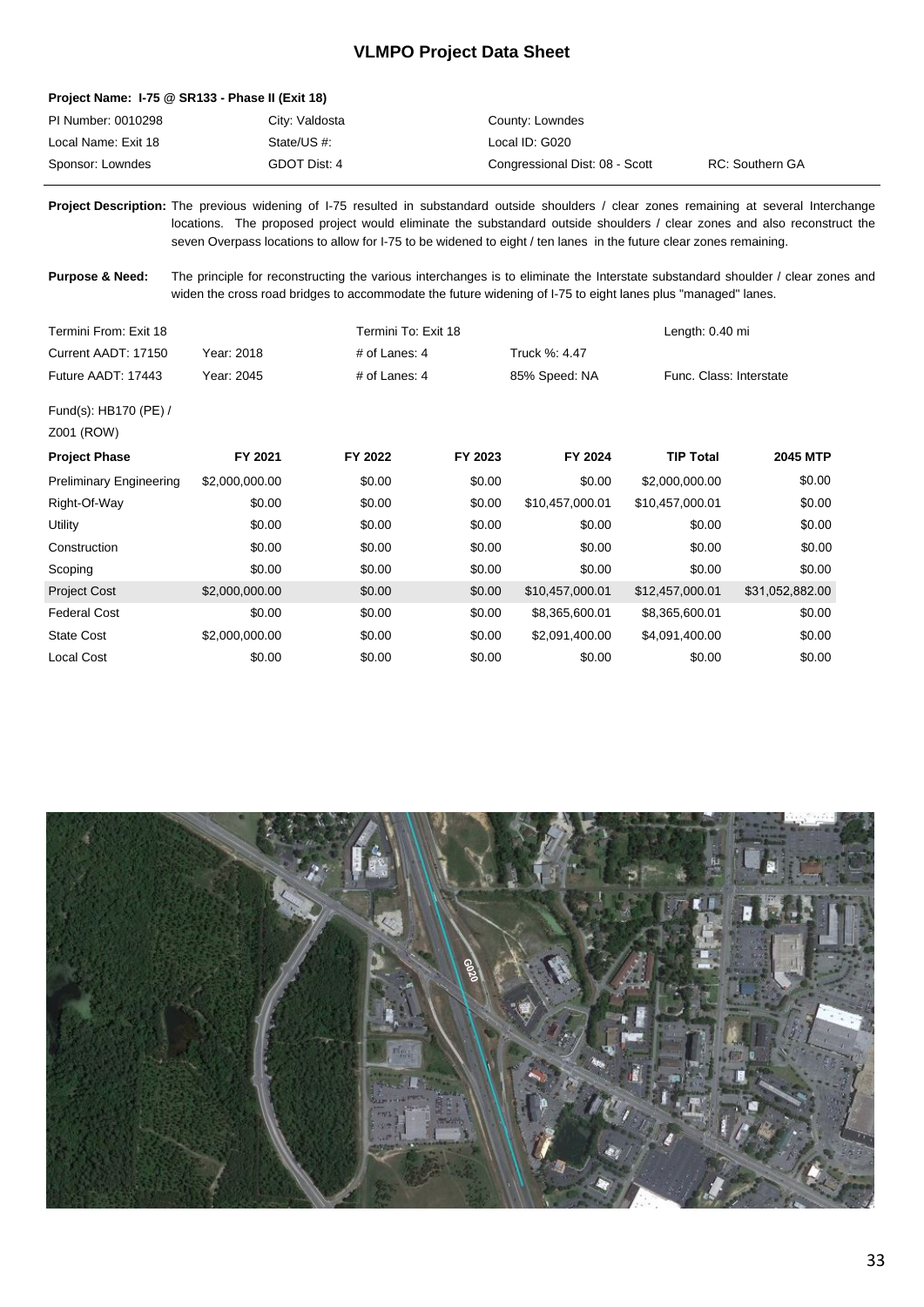# VLMPO Project Data Sheet

**Project Name: I-75 @ SR133 - Phase II (Exit 18)**

| | | | |
|---|---|---|---|
| PI Number: 0010298 | City: Valdosta | County: Lowndes | |
| Local Name: Exit 18 | State/US #: | Local ID: G020 | |
| Sponsor: Lowndes | GDOT Dist: 4 | Congressional Dist: 08 - Scott | RC: Southern GA |

**Project Description:** The previous widening of I-75 resulted in substandard outside shoulders / clear zones remaining at several Interchange locations. The proposed project would eliminate the substandard outside shoulders / clear zones and also reconstruct the seven Overpass locations to allow for I-75 to be widened to eight / ten lanes in the future clear zones remaining.

**Purpose & Need:** The principle for reconstructing the various interchanges is to eliminate the Interstate substandard shoulder / clear zones and widen the cross road bridges to accommodate the future widening of I-75 to eight lanes plus "managed" lanes.

| | | | | |
|---|---|---|---|---|
| Termini From: Exit 18 | | Termini To: Exit 18 | | Length: 0.40 mi |
| Current AADT: 17150 | Year: 2018 | # of Lanes: 4 | Truck %: 4.47 | |
| Future AADT: 17443 | Year: 2045 | # of Lanes: 4 | 85% Speed: NA | Func. Class: Interstate |

Fund(s): HB170 (PE) / Z001 (ROW)

| Project Phase | FY 2021 | FY 2022 | FY 2023 | FY 2024 | TIP Total | 2045 MTP |
|---|---|---|---|---|---|---|
| Preliminary Engineering | $2,000,000.00 | $0.00 | $0.00 | $0.00 | $2,000,000.00 | $0.00 |
| Right-Of-Way | $0.00 | $0.00 | $0.00 | $10,457,000.01 | $10,457,000.01 | $0.00 |
| Utility | $0.00 | $0.00 | $0.00 | $0.00 | $0.00 | $0.00 |
| Construction | $0.00 | $0.00 | $0.00 | $0.00 | $0.00 | $0.00 |
| Scoping | $0.00 | $0.00 | $0.00 | $0.00 | $0.00 | $0.00 |
| Project Cost | $2,000,000.00 | $0.00 | $0.00 | $10,457,000.01 | $12,457,000.01 | $31,052,882.00 |
| Federal Cost | $0.00 | $0.00 | $0.00 | $8,365,600.01 | $8,365,600.01 | $0.00 |
| State Cost | $2,000,000.00 | $0.00 | $0.00 | $2,091,400.00 | $4,091,400.00 | $0.00 |
| Local Cost | $0.00 | $0.00 | $0.00 | $0.00 | $0.00 | $0.00 |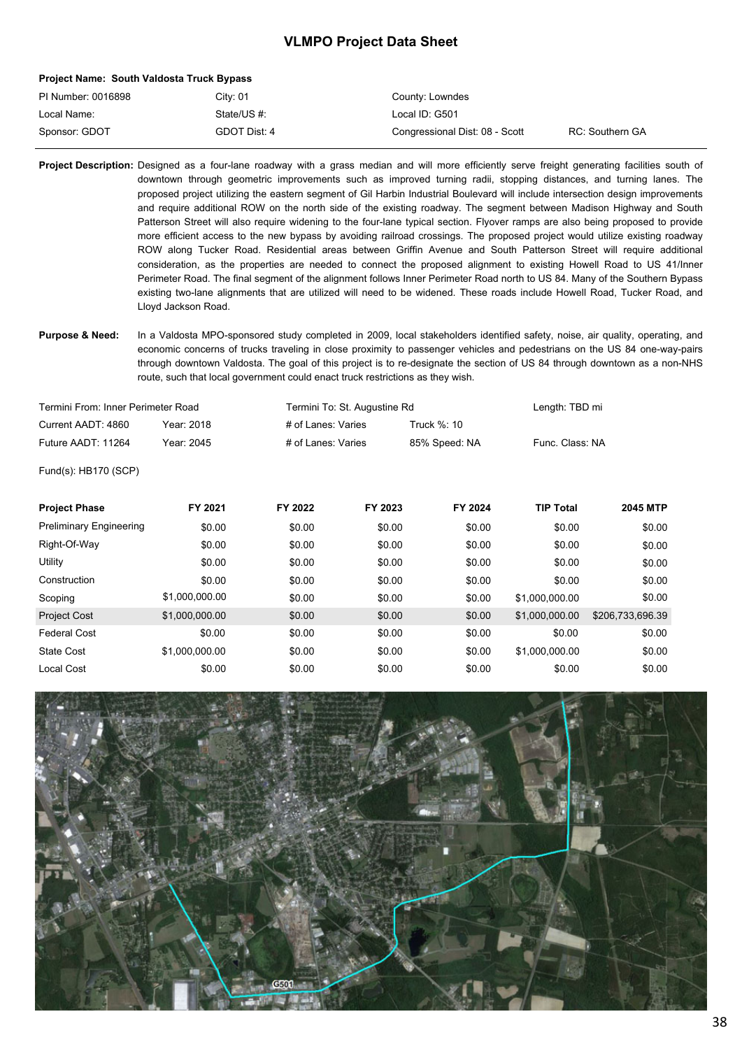# VLMPO Project Data Sheet

**Project Name: South Valdosta Truck Bypass**

| | | | |
|---|---|---|---|
| PI Number: 0016898 | City: 01 | County: Lowndes | |
| Local Name: | State/US #: | Local ID: G501 | |
| Sponsor: GDOT | GDOT Dist: 4 | Congressional Dist: 08 - Scott | RC: Southern GA |

**Project Description:** Designed as a four-lane roadway with a grass median and will more efficiently serve freight generating facilities south of downtown through geometric improvements such as improved turning radii, stopping distances, and turning lanes. The proposed project utilizing the eastern segment of Gil Harbin Industrial Boulevard will include intersection design improvements and require additional ROW on the north side of the existing roadway. The segment between Madison Highway and South Patterson Street will also require widening to the four-lane typical section. Flyover ramps are also being proposed to provide more efficient access to the new bypass by avoiding railroad crossings. The proposed project would utilize existing roadway ROW along Tucker Road. Residential areas between Griffin Avenue and South Patterson Street will require additional consideration, as the properties are needed to connect the proposed alignment to existing Howell Road to US 41/Inner Perimeter Road. The final segment of the alignment follows Inner Perimeter Road north to US 84. Many of the Southern Bypass existing two-lane alignments that are utilized will need to be widened. These roads include Howell Road, Tucker Road, and Lloyd Jackson Road.

**Purpose & Need:** In a Valdosta MPO-sponsored study completed in 2009, local stakeholders identified safety, noise, air quality, operating, and economic concerns of trucks traveling in close proximity to passenger vehicles and pedestrians on the US 84 one-way-pairs through downtown Valdosta. The goal of this project is to re-designate the section of US 84 through downtown as a non-NHS route, such that local government could enact truck restrictions as they wish.

| | | | | |
|---|---|---|---|---|
| Termini From: Inner Perimeter Road | | Termini To: St. Augustine Rd | | Length: TBD mi |
| Current AADT: 4860 | Year: 2018 | # of Lanes: Varies | Truck %: 10 | |
| Future AADT: 11264 | Year: 2045 | # of Lanes: Varies | 85% Speed: NA | Func. Class: NA |

Fund(s): HB170 (SCP)

| Project Phase | FY 2021 | FY 2022 | FY 2023 | FY 2024 | TIP Total | 2045 MTP |
|---|---|---|---|---|---|---|
| Preliminary Engineering | $0.00 | $0.00 | $0.00 | $0.00 | $0.00 | $0.00 |
| Right-Of-Way | $0.00 | $0.00 | $0.00 | $0.00 | $0.00 | $0.00 |
| Utility | $0.00 | $0.00 | $0.00 | $0.00 | $0.00 | $0.00 |
| Construction | $0.00 | $0.00 | $0.00 | $0.00 | $0.00 | $0.00 |
| Scoping | $1,000,000.00 | $0.00 | $0.00 | $0.00 | $1,000,000.00 | $0.00 |
| Project Cost | $1,000,000.00 | $0.00 | $0.00 | $0.00 | $1,000,000.00 | $206,733,696.39 |
| Federal Cost | $0.00 | $0.00 | $0.00 | $0.00 | $0.00 | $0.00 |
| State Cost | $1,000,000.00 | $0.00 | $0.00 | $0.00 | $1,000,000.00 | $0.00 |
| Local Cost | $0.00 | $0.00 | $0.00 | $0.00 | $0.00 | $0.00 |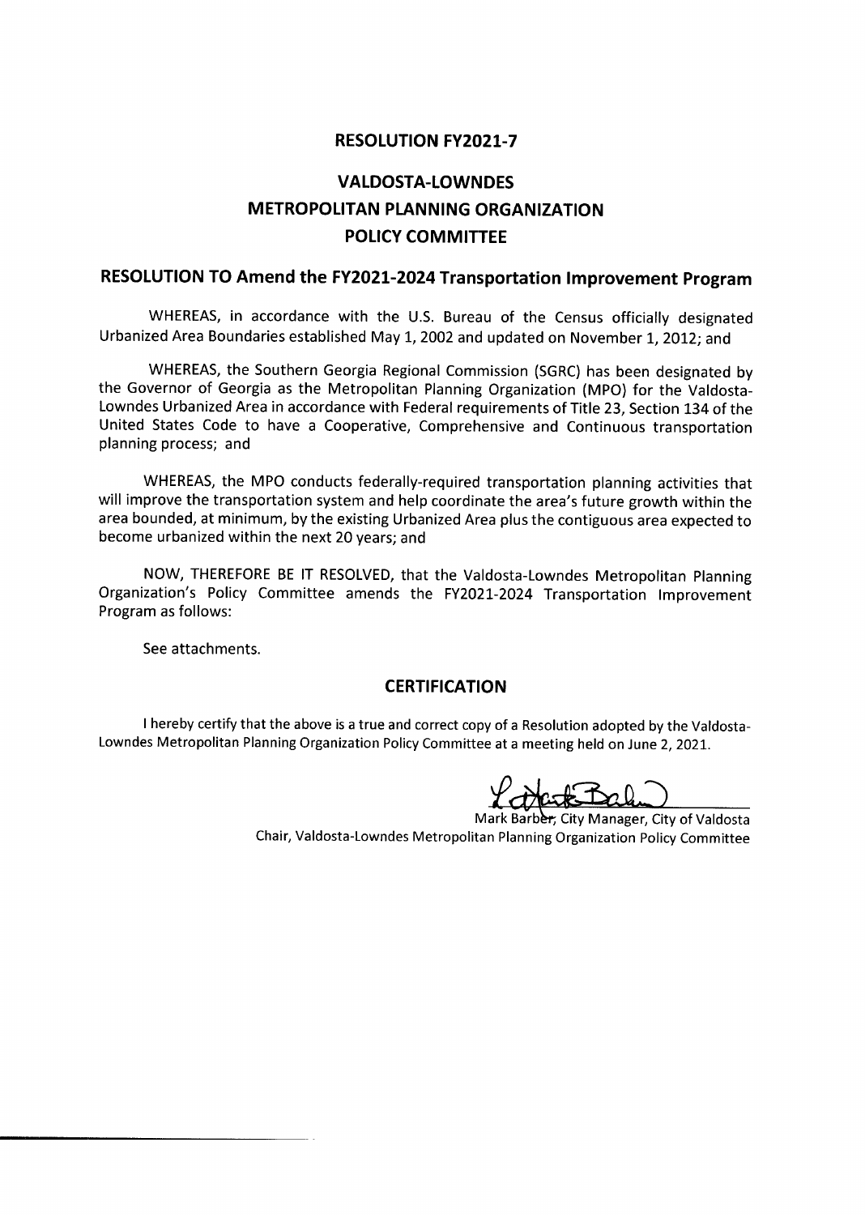# RESOLUTION FY2021-7

## VALDOSTA-LOWNDES METROPOLITAN PLANNING ORGANIZATION POLICY COMMITTEE

## RESOLUTION TO Amend the FY2021-2024 Transportation Improvement Program

WHEREAS, in accordance with the U.S. Bureau of the Census officially designated Urbanized Area Boundaries established May 1, 2002 and updated on November 1, 2012; and

WHEREAS, the Southern Georgia Regional Commission (SGRC) has been designated by the Governor of Georgia as the Metropolitan Planning Organization (MPO) for the Valdosta-Lowndes Urbanized Area in accordance with Federal requirements of Title 23, Section 134 of the United States Code to have a Cooperative, Comprehensive and Continuous transportation planning process; and

WHEREAS, the MPO conducts federally-required transportation planning activities that will improve the transportation system and help coordinate the area's future growth within the area bounded, at minimum, by the existing Urbanized Area plus the contiguous area expected to become urbanized within the next 20 years; and

NOW, THEREFORE BE IT RESOLVED, that the Valdosta-Lowndes Metropolitan Planning Organization's Policy Committee amends the FY2021-2024 Transportation Improvement Program as follows:

See attachments.

## CERTIFICATION

I hereby certify that the above is a true and correct copy of a Resolution adopted by the Valdosta-Lowndes Metropolitan Planning Organization Policy Committee at a meeting held on June 2, 2021.

Mark Barber, City Manager, City of Valdosta
Chair, Valdosta-Lowndes Metropolitan Planning Organization Policy Committee